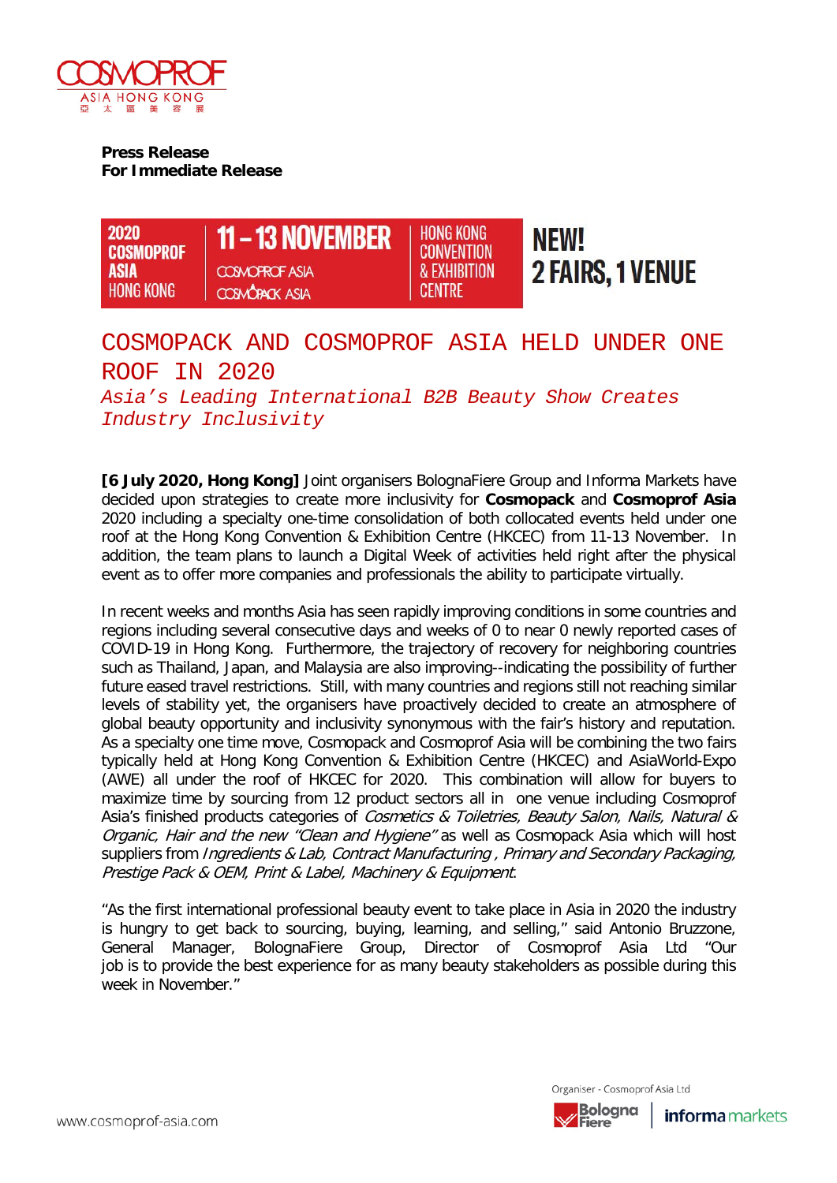**Press Release**
**For Immediate Release**

2020 COSMOPROF ASIA HONG KONG | 11 – 13 NOVEMBER | COSMOPROF ASIA | COSMOPACK ASIA | HONG KONG CONVENTION & EXHIBITION CENTRE | NEW! 2 FAIRS, 1 VENUE

# COSMOPACK AND COSMOPROF ASIA HELD UNDER ONE ROOF IN 2020

*Asia's Leading International B2B Beauty Show Creates Industry Inclusivity*

**[6 July 2020, Hong Kong]** Joint organisers BolognaFiere Group and Informa Markets have decided upon strategies to create more inclusivity for **Cosmopack** and **Cosmoprof Asia** 2020 including a specialty one-time consolidation of both collocated events held under one roof at the Hong Kong Convention & Exhibition Centre (HKCEC) from 11-13 November. In addition, the team plans to launch a Digital Week of activities held right after the physical event as to offer more companies and professionals the ability to participate virtually.

In recent weeks and months Asia has seen rapidly improving conditions in some countries and regions including several consecutive days and weeks of 0 to near 0 newly reported cases of COVID-19 in Hong Kong. Furthermore, the trajectory of recovery for neighboring countries such as Thailand, Japan, and Malaysia are also improving--indicating the possibility of further future eased travel restrictions. Still, with many countries and regions still not reaching similar levels of stability yet, the organisers have proactively decided to create an atmosphere of global beauty opportunity and inclusivity synonymous with the fair's history and reputation. As a specialty one time move, Cosmopack and Cosmoprof Asia will be combining the two fairs typically held at Hong Kong Convention & Exhibition Centre (HKCEC) and AsiaWorld-Expo (AWE) all under the roof of HKCEC for 2020. This combination will allow for buyers to maximize time by sourcing from 12 product sectors all in one venue including Cosmoprof Asia's finished products categories of *Cosmetics & Toiletries, Beauty Salon, Nails, Natural & Organic, Hair and the new "Clean and Hygiene"* as well as Cosmopack Asia which will host suppliers from *Ingredients & Lab, Contract Manufacturing , Primary and Secondary Packaging, Prestige Pack & OEM, Print & Label, Machinery & Equipment*.

"As the first international professional beauty event to take place in Asia in 2020 the industry is hungry to get back to sourcing, buying, learning, and selling," said Antonio Bruzzone, General Manager, BolognaFiere Group, Director of Cosmoprof Asia Ltd "Our job is to provide the best experience for as many beauty stakeholders as possible during this week in November."

Organiser - Cosmoprof Asia Ltd
BolognaFiere | informa markets

www.cosmoprof-asia.com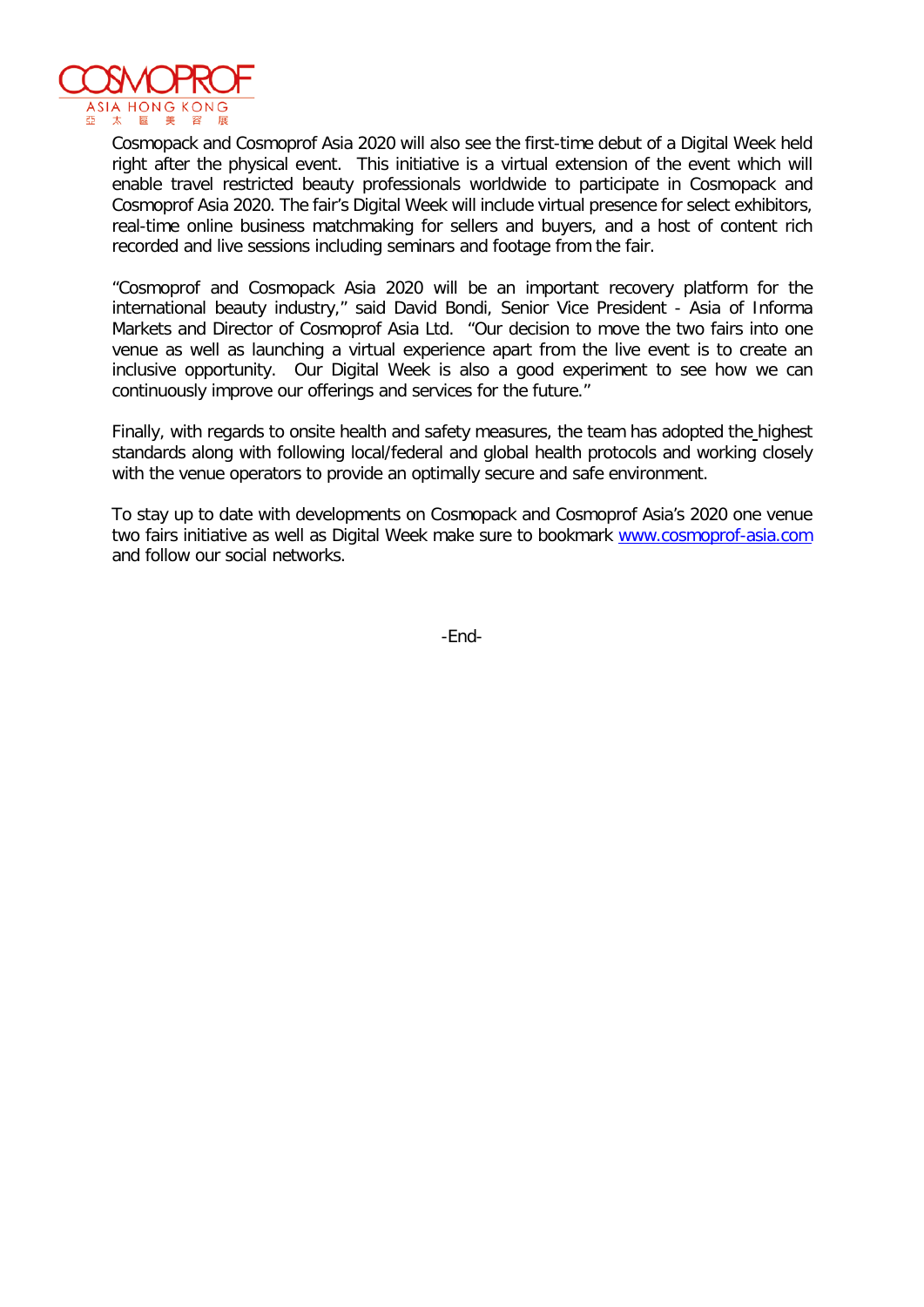Cosmopack and Cosmoprof Asia 2020 will also see the first-time debut of a Digital Week held right after the physical event. This initiative is a virtual extension of the event which will enable travel restricted beauty professionals worldwide to participate in Cosmopack and Cosmoprof Asia 2020. The fair's Digital Week will include virtual presence for select exhibitors, real-time online business matchmaking for sellers and buyers, and a host of content rich recorded and live sessions including seminars and footage from the fair.

"Cosmoprof and Cosmopack Asia 2020 will be an important recovery platform for the international beauty industry," said David Bondi, Senior Vice President - Asia of Informa Markets and Director of Cosmoprof Asia Ltd. "Our decision to move the two fairs into one venue as well as launching a virtual experience apart from the live event is to create an inclusive opportunity. Our Digital Week is also a good experiment to see how we can continuously improve our offerings and services for the future."

Finally, with regards to onsite health and safety measures, the team has adopted the highest standards along with following local/federal and global health protocols and working closely with the venue operators to provide an optimally secure and safe environment.

To stay up to date with developments on Cosmopack and Cosmoprof Asia's 2020 one venue two fairs initiative as well as Digital Week make sure to bookmark www.cosmoprof-asia.com and follow our social networks.

-End-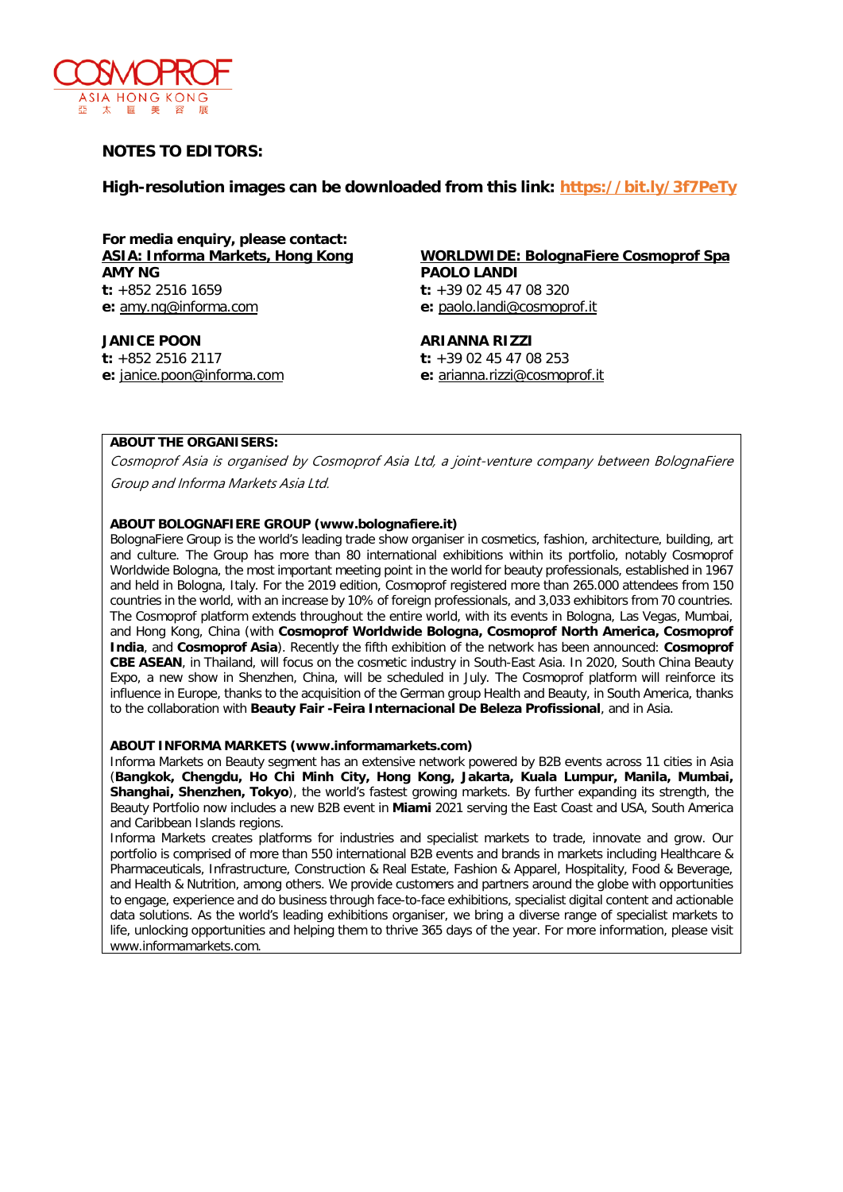## NOTES TO EDITORS:

**High-resolution images can be downloaded from this link: https://bit.ly/3f7PeTy**

**For media enquiry, please contact:**

**ASIA: Informa Markets, Hong Kong**

**AMY NG**
**t:** +852 2516 1659
**e:** amy.ng@informa.com

**JANICE POON**
**t:** +852 2516 2117
**e:** janice.poon@informa.com

**WORLDWIDE: BolognaFiere Cosmoprof Spa**

**PAOLO LANDI**
**t:** +39 02 45 47 08 320
**e:** paolo.landi@cosmoprof.it

**ARIANNA RIZZI**
**t:** +39 02 45 47 08 253
**e:** arianna.rizzi@cosmoprof.it

**ABOUT THE ORGANISERS:**

*Cosmoprof Asia is organised by Cosmoprof Asia Ltd, a joint-venture company between BolognaFiere Group and Informa Markets Asia Ltd.*

**ABOUT BOLOGNAFIERE GROUP (www.bolognafiere.it)**

BolognaFiere Group is the world's leading trade show organiser in cosmetics, fashion, architecture, building, art and culture. The Group has more than 80 international exhibitions within its portfolio, notably Cosmoprof Worldwide Bologna, the most important meeting point in the world for beauty professionals, established in 1967 and held in Bologna, Italy. For the 2019 edition, Cosmoprof registered more than 265.000 attendees from 150 countries in the world, with an increase by 10% of foreign professionals, and 3,033 exhibitors from 70 countries. The Cosmoprof platform extends throughout the entire world, with its events in Bologna, Las Vegas, Mumbai, and Hong Kong, China (with **Cosmoprof Worldwide Bologna, Cosmoprof North America, Cosmoprof India**, and **Cosmoprof Asia**). Recently the fifth exhibition of the network has been announced: **Cosmoprof CBE ASEAN**, in Thailand, will focus on the cosmetic industry in South-East Asia. In 2020, South China Beauty Expo, a new show in Shenzhen, China, will be scheduled in July. The Cosmoprof platform will reinforce its influence in Europe, thanks to the acquisition of the German group Health and Beauty, in South America, thanks to the collaboration with **Beauty Fair -Feira Internacional De Beleza Profissional**, and in Asia.

**ABOUT INFORMA MARKETS (www.informamarkets.com)**

Informa Markets on Beauty segment has an extensive network powered by B2B events across 11 cities in Asia (**Bangkok, Chengdu, Ho Chi Minh City, Hong Kong, Jakarta, Kuala Lumpur, Manila, Mumbai, Shanghai, Shenzhen, Tokyo**), the world's fastest growing markets. By further expanding its strength, the Beauty Portfolio now includes a new B2B event in **Miami** 2021 serving the East Coast and USA, South America and Caribbean Islands regions.

Informa Markets creates platforms for industries and specialist markets to trade, innovate and grow. Our portfolio is comprised of more than 550 international B2B events and brands in markets including Healthcare & Pharmaceuticals, Infrastructure, Construction & Real Estate, Fashion & Apparel, Hospitality, Food & Beverage, and Health & Nutrition, among others. We provide customers and partners around the globe with opportunities to engage, experience and do business through face-to-face exhibitions, specialist digital content and actionable data solutions. As the world's leading exhibitions organiser, we bring a diverse range of specialist markets to life, unlocking opportunities and helping them to thrive 365 days of the year. For more information, please visit www.informamarkets.com.